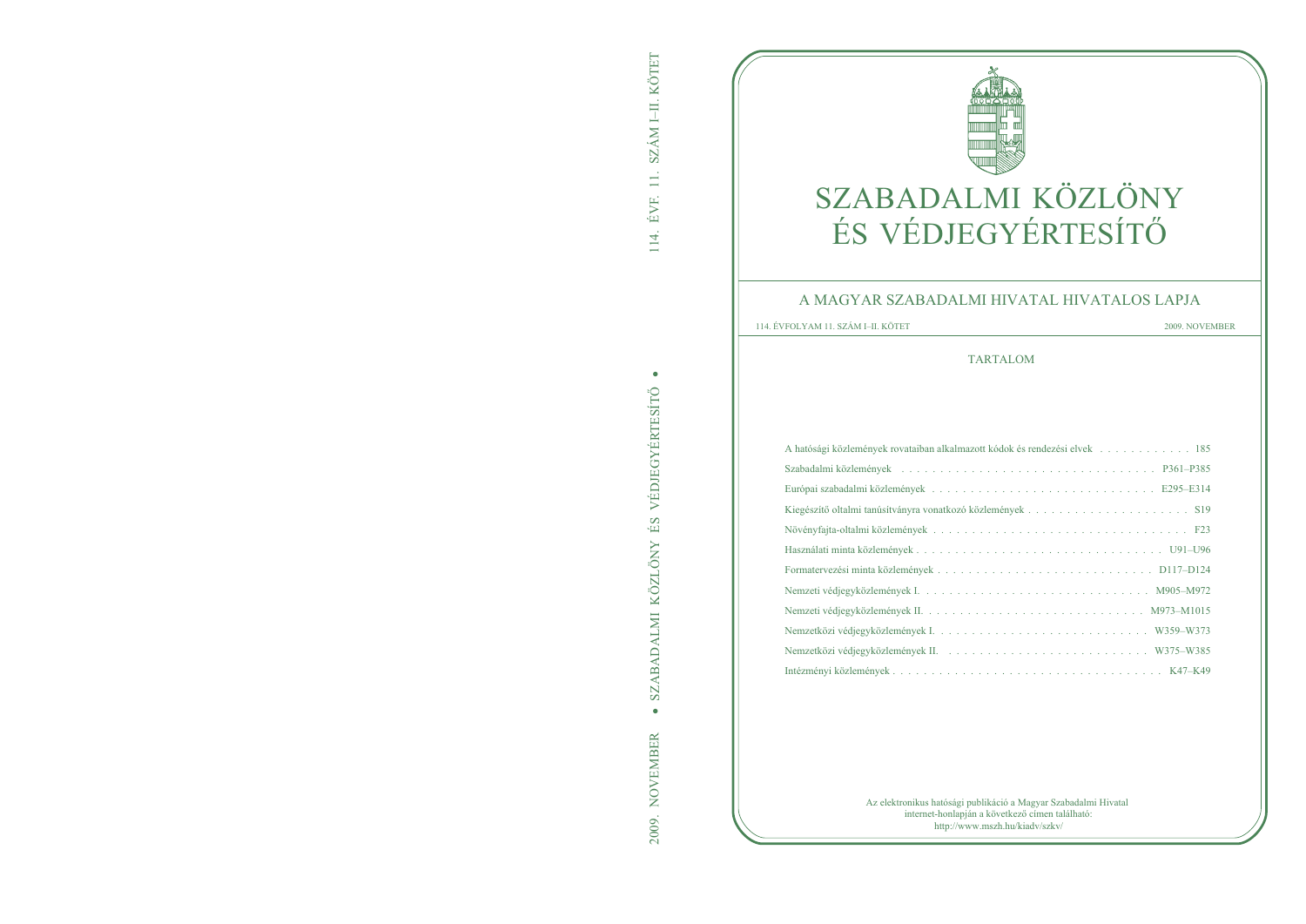# SZABADALMI KÖZLÖNY ÉS VÉDJEGYÉRTESÍTŐ

## A MAGYAR SZABADALMI HIVATAL HIVATALOS LAPJA

114. ÉVFOLYAM 11. SZÁM I–II. KÖTET — 2009. NOVEMBER

### TARTALOM

| | |
|---|---|
| A hatósági közlemények rovataiban alkalmazott kódok és rendezési elvek | 185 |
| Szabadalmi közlemények | P361–P385 |
| Európai szabadalmi közlemények | E295–E314 |
| Kiegészítő oltalmi tanúsítványra vonatkozó közlemények | S19 |
| Növényfajta-oltalmi közlemények | F23 |
| Használati minta közlemények | U91–U96 |
| Formatervezési minta közlemények | D117–D124 |
| Nemzeti védjegyközlemények I. | M905–M972 |
| Nemzeti védjegyközlemények II. | M973–M1015 |
| Nemzetközi védjegyközlemények I. | W359–W373 |
| Nemzetközi védjegyközlemények II. | W375–W385 |
| Intézményi közlemények | K47–K49 |

Az elektronikus hatósági publikáció a Magyar Szabadalmi Hivatal internet-honlapján a következő címen található: http://www.mszh.hu/kiadv/szkv/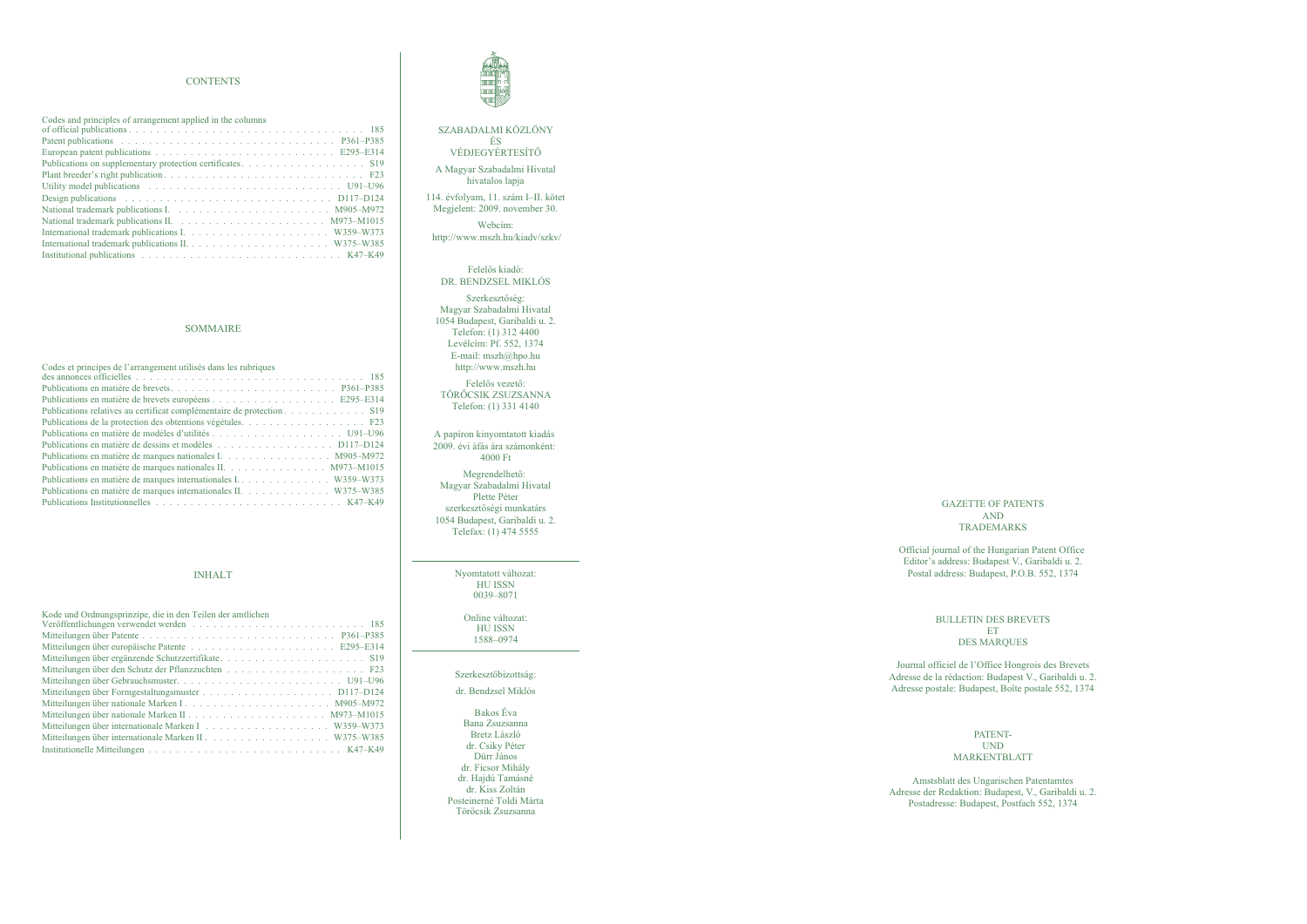## CONTENTS

| | |
|---|---|
| Codes and principles of arrangement applied in the columns of official publications | 185 |
| Patent publications | P361–P385 |
| European patent publications | E295–E314 |
| Publications on supplementary protection certificates | S19 |
| Plant breeder's right publication | F23 |
| Utility model publications | U91–U96 |
| Design publications | D117–D124 |
| National trademark publications I. | M905–M972 |
| National trademark publications II. | M973–M1015 |
| International trademark publications I. | W359–W373 |
| International trademark publications II. | W375–W385 |
| Institutional publications | K47–K49 |

## SOMMAIRE

| | |
|---|---|
| Codes et principes de l'arrangement utilisés dans les rubriques des annonces officielles | 185 |
| Publications en matière de brevets | P361–P385 |
| Publications en matière de brevets européens | E295–E314 |
| Publications relatives au certificat complémentaire de protection | S19 |
| Publications de la protection des obtentions végétales | F23 |
| Publications en matière de modèles d'utilités | U91–U96 |
| Publications en matière de dessins et modèles | D117–D124 |
| Publications en matière de marques nationales I. | M905–M972 |
| Publications en matière de marques nationales II. | M973–M1015 |
| Publications en matière de marques internationales I. | W359–W373 |
| Publications en matière de marques internationales II. | W375–W385 |
| Publications Institutionnelles | K47–K49 |

## INHALT

| | |
|---|---|
| Kode und Ordnungsprinzipe, die in den Teilen der amtlichen Veröffentlichungen verwendet werden | 185 |
| Mitteilungen über Patente | P361–P385 |
| Mitteilungen über europäische Patente | E295–E314 |
| Mitteilungen über ergänzende Schutzzertifikate | S19 |
| Mitteilungen über den Schutz der Pflanzzuchten | F23 |
| Mitteilungen über Gebrauchsmuster | U91–U96 |
| Mitteilungen über Formgestaltungsmuster | D117–D124 |
| Mitteilungen über nationale Marken I | M905–M972 |
| Mitteilungen über nationale Marken II | M973–M1015 |
| Mitteilungen über internationale Marken I | W359–W373 |
| Mitteilungen über internationale Marken II | W375–W385 |
| Institutionelle Mitteilungen | K47–K49 |

SZABADALMI KÖZLÖNY
ÉS
VÉDJEGYÉRTESÍTŐ

A Magyar Szabadalmi Hivatal
hivatalos lapja

114. évfolyam, 11. szám I–II. kötet
Megjelent: 2009. november 30.

Webcím:
http://www.mszh.hu/kiadv/szkv/

Felelős kiadó:
DR. BENDZSEL MIKLÓS

Szerkesztőség:
Magyar Szabadalmi Hivatal
1054 Budapest, Garibaldi u. 2.
Telefon: (1) 312 4400
Levélcím: Pf. 552, 1374
E-mail: mszh@hpo.hu
http://www.mszh.hu

Felelős vezető:
TŐRŐCSIK ZSUZSANNA
Telefon: (1) 331 4140

A papíron kinyomtatott kiadás
2009. évi áfás ára számonként:
4000 Ft

Megrendelhető:
Magyar Szabadalmi Hivatal
Plette Péter
szerkesztőségi munkatárs
1054 Budapest, Garibaldi u. 2.
Telefax: (1) 474 5555

---

Nyomtatott változat:
HU ISSN
0039–8071

Online változat:
HU ISSN
1588–0974

---

Szerkesztőbizottság:

dr. Bendzsel Miklós

Bakos Éva
Bana Zsuzsanna
Bretz László
dr. Csiky Péter
Dürr János
dr. Ficsor Mihály
dr. Hajdú Tamásné
dr. Kiss Zoltán
Posteinerné Toldi Márta
Tőrőcsik Zsuzsanna

GAZETTE OF PATENTS
AND
TRADEMARKS

Official journal of the Hungarian Patent Office
Editor's address: Budapest V., Garibaldi u. 2.
Postal address: Budapest, P.O.B. 552, 1374

BULLETIN DES BREVETS
ET
DES MARQUES

Journal officiel de l'Office Hongrois des Brevets
Adresse de la rédaction: Budapest V., Garibaldi u. 2.
Adresse postale: Budapest, Boîte postale 552, 1374

PATENT-
UND
MARKENTBLATT

Amstsblatt des Ungarischen Patentamtes
Adresse der Redaktion: Budapest, V., Garibaldi u. 2.
Postadresse: Budapest, Postfach 552, 1374